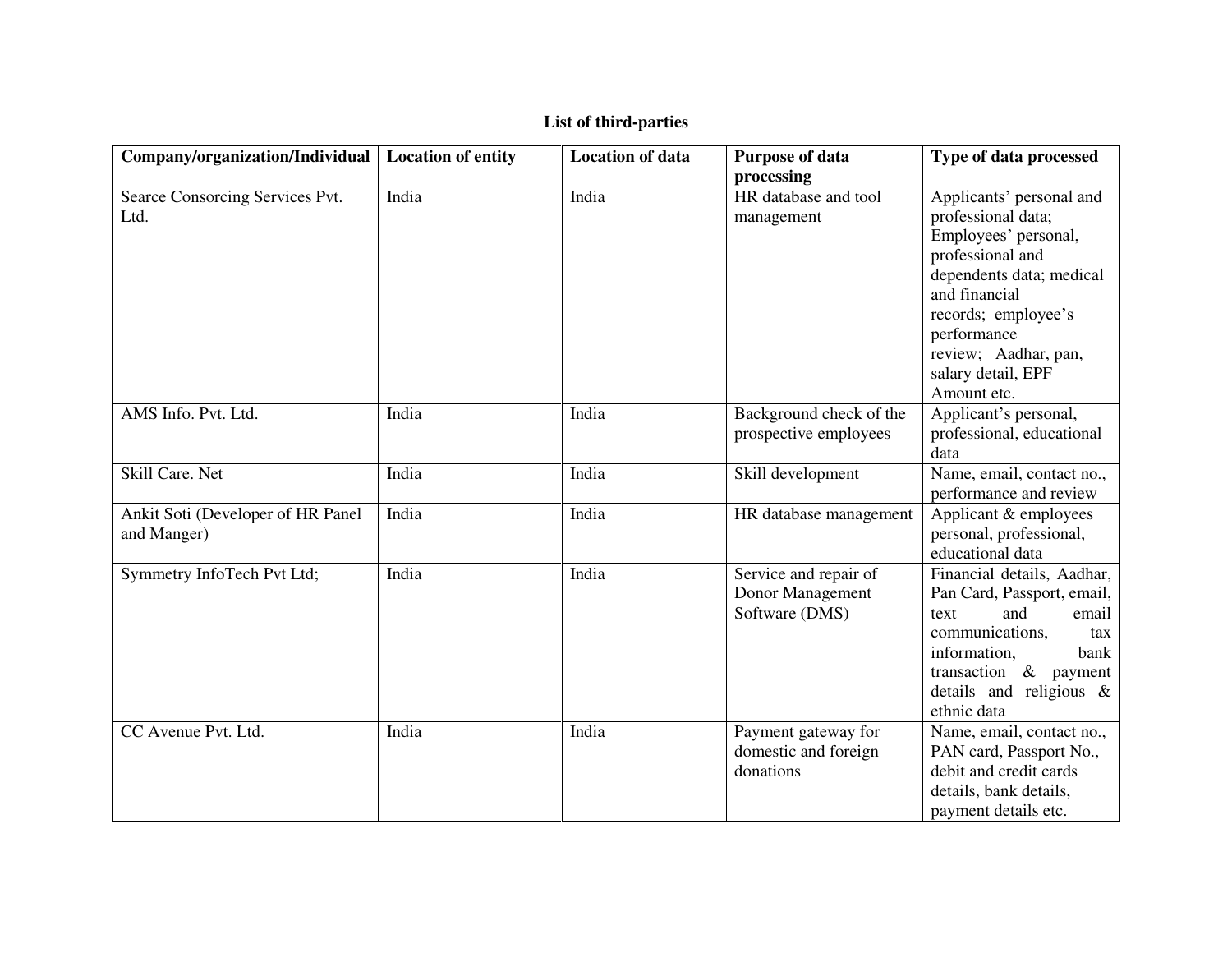**List of third-parties**

| Company/organization/Individual | Location of entity | Location of data | Purpose of data processing | Type of data processed |
|---|---|---|---|---|
| Searce Consorcing Services Pvt. Ltd. | India | India | HR database and tool management | Applicants' personal and professional data; Employees' personal, professional and dependents data; medical and financial records; employee's performance review; Aadhar, pan, salary detail, EPF Amount etc. |
| AMS Info. Pvt. Ltd. | India | India | Background check of the prospective employees | Applicant's personal, professional, educational data |
| Skill Care. Net | India | India | Skill development | Name, email, contact no., performance and review |
| Ankit Soti (Developer of HR Panel and Manger) | India | India | HR database management | Applicant & employees personal, professional, educational data |
| Symmetry InfoTech Pvt Ltd; | India | India | Service and repair of Donor Management Software (DMS) | Financial details, Aadhar, Pan Card, Passport, email, text and email communications, tax information, bank transaction & payment details and religious & ethnic data |
| CC Avenue Pvt. Ltd. | India | India | Payment gateway for domestic and foreign donations | Name, email, contact no., PAN card, Passport No., debit and credit cards details, bank details, payment details etc. |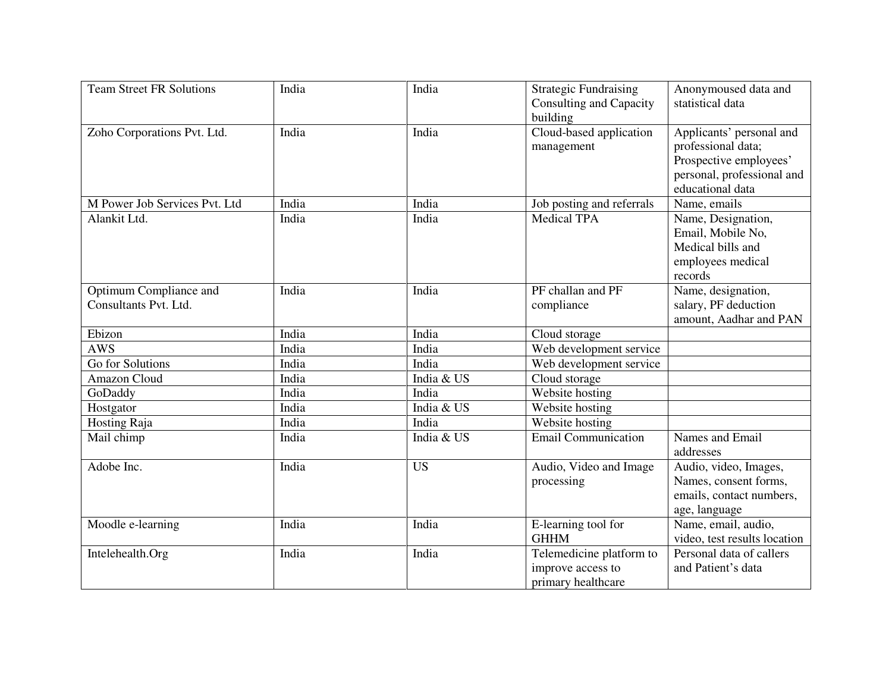| Team Street FR Solutions | India | India | Strategic Fundraising Consulting and Capacity building | Anonymoused data and statistical data |
|---|---|---|---|---|
| Zoho Corporations Pvt. Ltd. | India | India | Cloud-based application management | Applicants' personal and professional data; Prospective employees' personal, professional and educational data |
| M Power Job Services Pvt. Ltd | India | India | Job posting and referrals | Name, emails |
| Alankit Ltd. | India | India | Medical TPA | Name, Designation, Email, Mobile No, Medical bills and employees medical records |
| Optimum Compliance and Consultants Pvt. Ltd. | India | India | PF challan and PF compliance | Name, designation, salary, PF deduction amount, Aadhar and PAN |
| Ebizon | India | India | Cloud storage | |
| AWS | India | India | Web development service | |
| Go for Solutions | India | India | Web development service | |
| Amazon Cloud | India | India & US | Cloud storage | |
| GoDaddy | India | India | Website hosting | |
| Hostgator | India | India & US | Website hosting | |
| Hosting Raja | India | India | Website hosting | |
| Mail chimp | India | India & US | Email Communication | Names and Email addresses |
| Adobe Inc. | India | US | Audio, Video and Image processing | Audio, video, Images, Names, consent forms, emails, contact numbers, age, language |
| Moodle e-learning | India | India | E-learning tool for GHHM | Name, email, audio, video, test results location |
| Intelehealth.Org | India | India | Telemedicine platform to improve access to primary healthcare | Personal data of callers and Patient's data |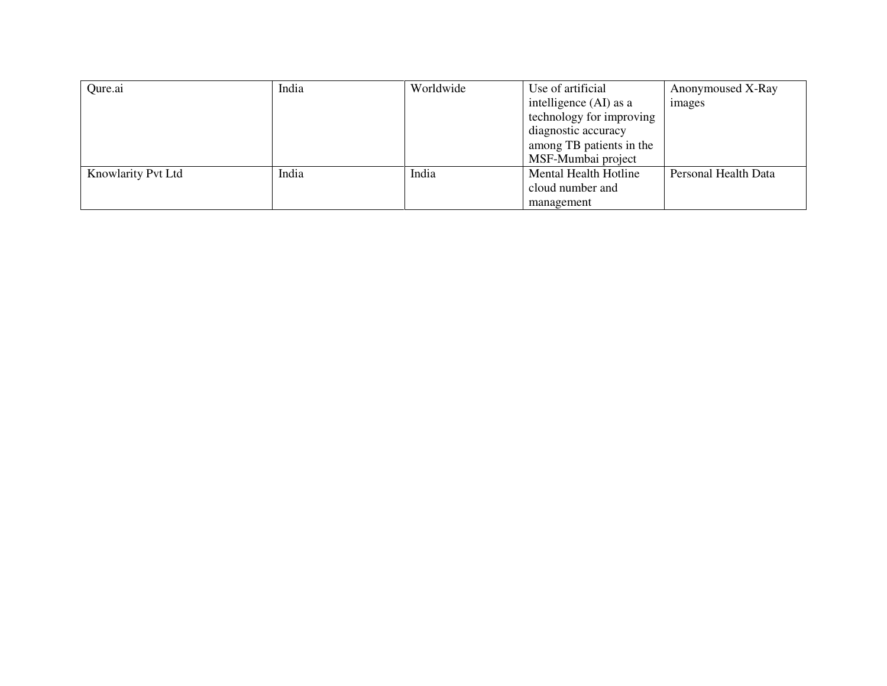| | | | | |
|---|---|---|---|---|
| Qure.ai | India | Worldwide | Use of artificial intelligence (AI) as a technology for improving diagnostic accuracy among TB patients in the MSF-Mumbai project | Anonymoused X-Ray images |
| Knowlarity Pvt Ltd | India | India | Mental Health Hotline cloud number and management | Personal Health Data |